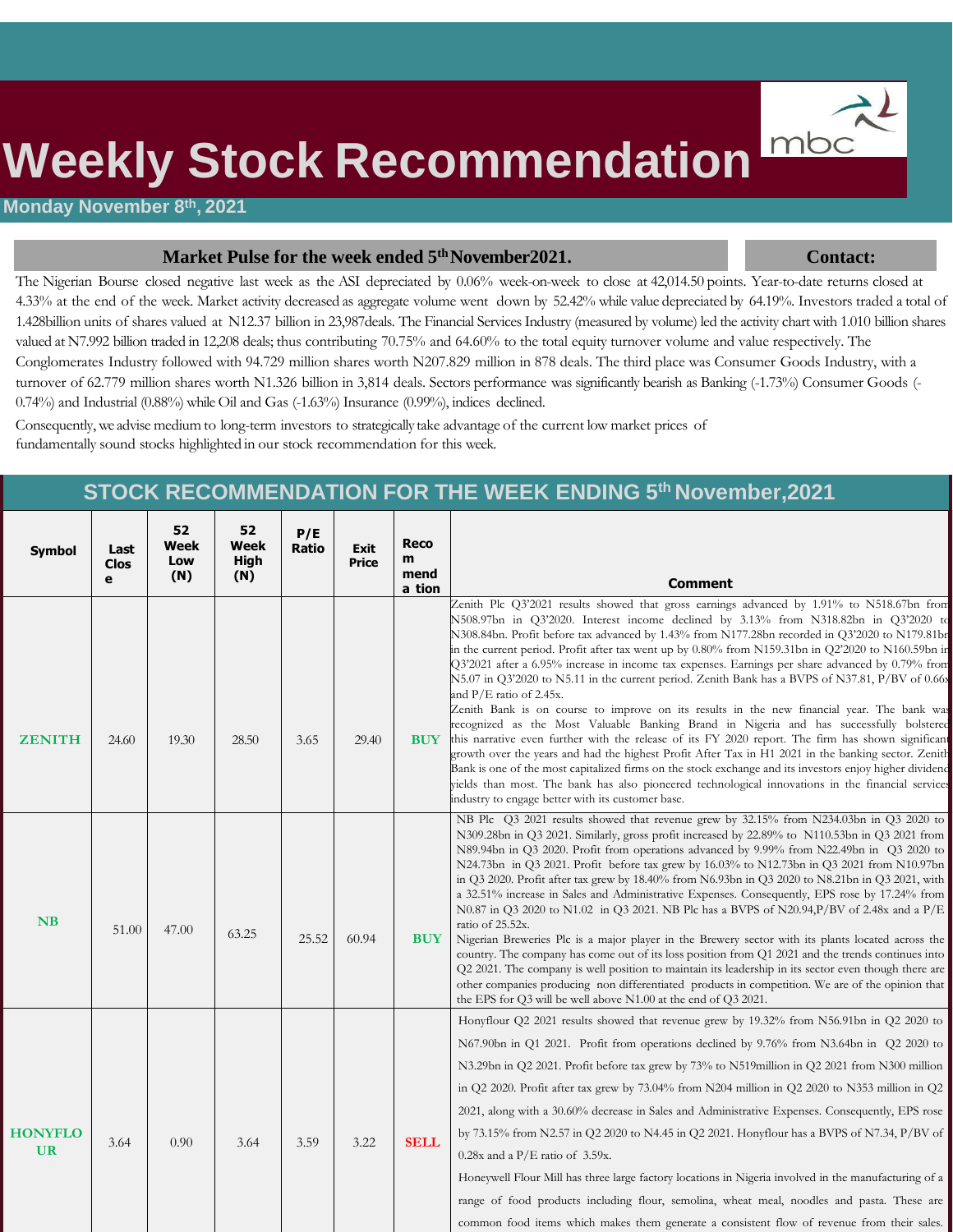# Weekly Stock Recommendation

**Monday November 8th, 2021**

## Market Pulse for the week ended 5th November2021.

**Contact:**

The Nigerian Bourse closed negative last week as the ASI depreciated by 0.06% week-on-week to close at 42,014.50 points. Year-to-date returns closed at 4.33% at the end of the week. Market activity decreased as aggregate volume went down by 52.42% while value depreciated by 64.19%. Investors traded a total of 1.428billion units of shares valued at N12.37 billion in 23,987deals. The Financial Services Industry (measured by volume) led the activity chart with 1.010 billion shares valued at N7.992 billion traded in 12,208 deals; thus contributing 70.75% and 64.60% to the total equity turnover volume and value respectively. The Conglomerates Industry followed with 94.729 million shares worth N207.829 million in 878 deals. The third place was Consumer Goods Industry, with a turnover of 62.779 million shares worth N1.326 billion in 3,814 deals. Sectors performance was significantly bearish as Banking (-1.73%) Consumer Goods (-0.74%) and Industrial (0.88%) while Oil and Gas (-1.63%) Insurance (0.99%), indices declined.

Consequently, we advise medium to long-term investors to strategically take advantage of the current low market prices of fundamentally sound stocks highlighted in our stock recommendation for this week.

## STOCK RECOMMENDATION FOR THE WEEK ENDING 5th November,2021

| Symbol | Last Close | 52 Week Low (N) | 52 Week High (N) | P/E Ratio | Exit Price | Recommendation | Comment |
|---|---|---|---|---|---|---|---|
| ZENITH | 24.60 | 19.30 | 28.50 | 3.65 | 29.40 | BUY | Zenith Plc Q3'2021 results showed that gross earnings advanced by 1.91% to N518.67bn from N508.97bn in Q3'2020. Interest income declined by 3.13% from N318.82bn in Q3'2020 to N308.84bn. Profit before tax advanced by 1.43% from N177.28bn recorded in Q3'2020 to N179.81bn in the current period. Profit after tax went up by 0.80% from N159.31bn in Q2'2020 to N160.59bn in Q3'2021 after a 6.95% increase in income tax expenses. Earnings per share advanced by 0.79% from N5.07 in Q3'2020 to N5.11 in the current period. Zenith Bank has a BVPS of N37.81, P/BV of 0.66x and P/E ratio of 2.45x. Zenith Bank is on course to improve on its results in the new financial year. The bank was recognized as the Most Valuable Banking Brand in Nigeria and has successfully bolstered this narrative even further with the release of its FY 2020 report. The firm has shown significant growth over the years and had the highest Profit After Tax in H1 2021 in the banking sector. Zenith Bank is one of the most capitalized firms on the stock exchange and its investors enjoy higher dividend yields than most. The bank has also pioneered technological innovations in the financial services industry to engage better with its customer base. |
| NB | 51.00 | 47.00 | 63.25 | 25.52 | 60.94 | BUY | NB Plc Q3 2021 results showed that revenue grew by 32.15% from N234.03bn in Q3 2020 to N309.28bn in Q3 2021. Similarly, gross profit increased by 22.89% to N110.53bn in Q3 2021 from N89.94bn in Q3 2020. Profit from operations advanced by 9.99% from N22.49bn in Q3 2020 to N24.73bn in Q3 2021. Profit before tax grew by 16.03% to N12.73bn in Q3 2021 from N10.97bn in Q3 2020. Profit after tax grew by 18.40% from N6.93bn in Q3 2020 to N8.21bn in Q3 2021, with a 32.51% increase in Sales and Administrative Expenses. Consequently, EPS rose by 17.24% from N0.87 in Q3 2020 to N1.02 in Q3 2021. NB Plc has a BVPS of N20.94,P/BV of 2.48x and a P/E ratio of 25.52x. Nigerian Breweries Plc is a major player in the Brewery sector with its plants located across the country. The company has come out of its loss position from Q1 2021 and the trends continues into Q2 2021. The company is well position to maintain its leadership in its sector even though there are other companies producing non differentiated products in competition. We are of the opinion that the EPS for Q3 will be well above N1.00 at the end of Q3 2021. |
| HONYFLOUR | 3.64 | 0.90 | 3.64 | 3.59 | 3.22 | SELL | Honyflour Q2 2021 results showed that revenue grew by 19.32% from N56.91bn in Q2 2020 to N67.90bn in Q1 2021. Profit from operations declined by 9.76% from N3.64bn in Q2 2020 to N3.29bn in Q2 2021. Profit before tax grew by 73% to N519million in Q2 2021 from N300 million in Q2 2020. Profit after tax grew by 73.04% from N204 million in Q2 2020 to N353 million in Q2 2021, along with a 30.60% decrease in Sales and Administrative Expenses. Consequently, EPS rose by 73.15% from N2.57 in Q2 2020 to N4.45 in Q2 2021. Honyflour has a BVPS of N7.34, P/BV of 0.28x and a P/E ratio of 3.59x. Honeywell Flour Mill has three large factory locations in Nigeria involved in the manufacturing of a range of food products including flour, semolina, wheat meal, noodles and pasta. These are common food items which makes them generate a consistent flow of revenue from their sales. |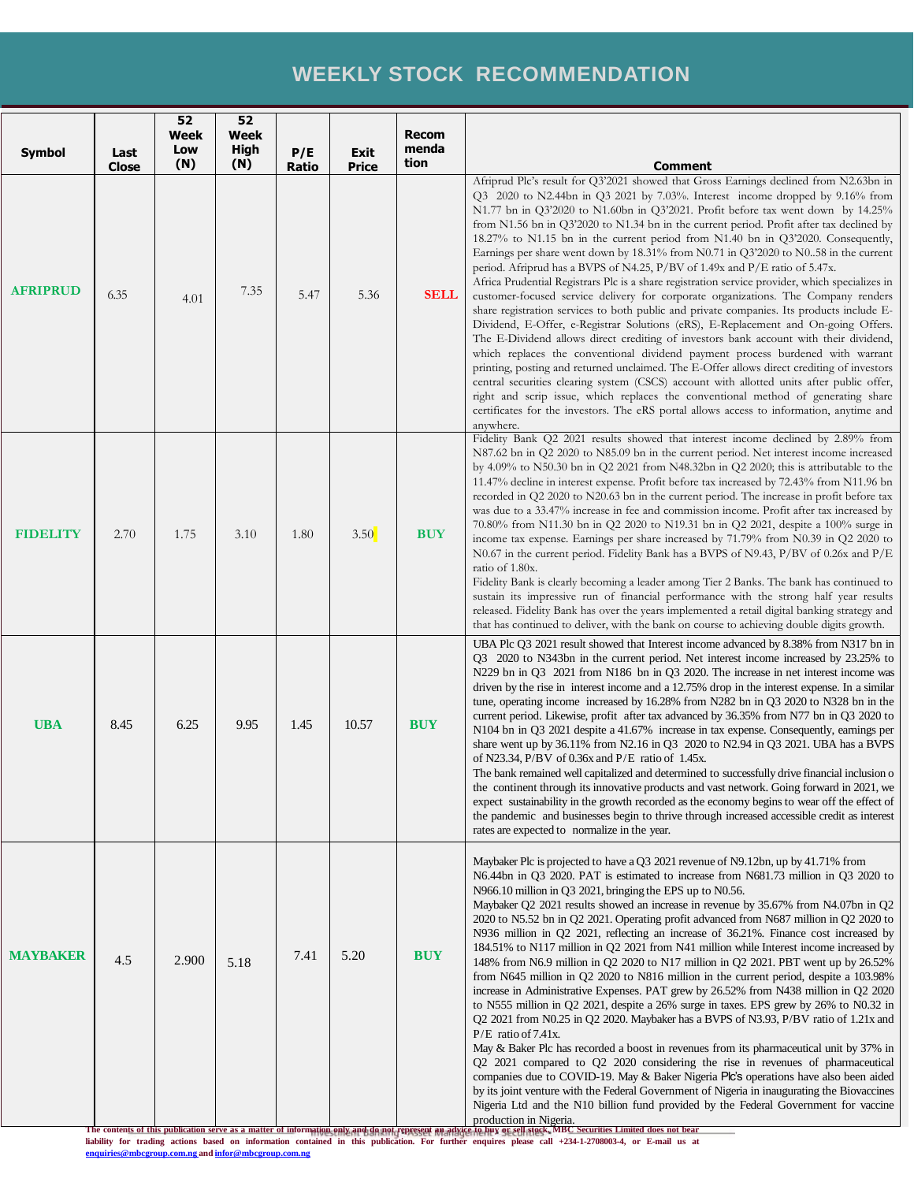# WEEKLY STOCK RECOMMENDATION

| Symbol | Last Close | 52 Week Low (N) | 52 Week High (N) | P/E Ratio | Exit Price | Recommendation | Comment |
|---|---|---|---|---|---|---|---|
| **AFRIPRUD** | 6.35 | 4.01 | 7.35 | 5.47 | 5.36 | **SELL** | Afriprud Plc's result for Q3'2021 showed that Gross Earnings declined from N2.63bn in Q3 2020 to N2.44bn in Q3 2021 by 7.03%. Interest income dropped by 9.16% from N1.77 bn in Q3'2020 to N1.60bn in Q3'2021. Profit before tax went down by 14.25% from N1.56 bn in Q3'2020 to N1.34 bn in the current period. Profit after tax declined by 18.27% to N1.15 bn in the current period from N1.40 bn in Q3'2020. Consequently, Earnings per share went down by 18.31% from N0.71 in Q3'2020 to N0..58 in the current period. Afriprud has a BVPS of N4.25, P/BV of 1.49x and P/E ratio of 5.47x.<br>Africa Prudential Registrars Plc is a share registration service provider, which specializes in customer-focused service delivery for corporate organizations. The Company renders share registration services to both public and private companies. Its products include E-Dividend, E-Offer, e-Registrar Solutions (eRS), E-Replacement and On-going Offers. The E-Dividend allows direct crediting of investors bank account with their dividend, which replaces the conventional dividend payment process burdened with warrant printing, posting and returned unclaimed. The E-Offer allows direct crediting of investors central securities clearing system (CSCS) account with allotted units after public offer, right and scrip issue, which replaces the conventional method of generating share certificates for the investors. The eRS portal allows access to information, anytime and anywhere. |
| **FIDELITY** | 2.70 | 1.75 | 3.10 | 1.80 | 3.50 | **BUY** | Fidelity Bank Q2 2021 results showed that interest income declined by 2.89% from N87.62 bn in Q2 2020 to N85.09 bn in the current period. Net interest income increased by 4.09% to N50.30 bn in Q2 2021 from N48.32bn in Q2 2020; this is attributable to the 11.47% decline in interest expense. Profit before tax increased by 72.43% from N11.96 bn recorded in Q2 2020 to N20.63 bn in the current period. The increase in profit before tax was due to a 33.47% increase in fee and commission income. Profit after tax increased by 70.80% from N11.30 bn in Q2 2020 to N19.31 bn in Q2 2021, despite a 100% surge in income tax expense. Earnings per share increased by 71.79% from N0.39 in Q2 2020 to N0.67 in the current period. Fidelity Bank has a BVPS of N9.43, P/BV of 0.26x and P/E ratio of 1.80x.<br>Fidelity Bank is clearly becoming a leader among Tier 2 Banks. The bank has continued to sustain its impressive run of financial performance with the strong half year results released. Fidelity Bank has over the years implemented a retail digital banking strategy and that has continued to deliver, with the bank on course to achieving double digits growth. |
| **UBA** | 8.45 | 6.25 | 9.95 | 1.45 | 10.57 | **BUY** | UBA Plc Q3 2021 result showed that Interest income advanced by 8.38% from N317 bn in Q3 2020 to N343bn in the current period. Net interest income increased by 23.25% to N229 bn in Q3 2021 from N186 bn in Q3 2020. The increase in net interest income was driven by the rise in interest income and a 12.75% drop in the interest expense. In a similar tune, operating income increased by 16.28% from N282 bn in Q3 2020 to N328 bn in the current period. Likewise, profit after tax advanced by 36.35% from N77 bn in Q3 2020 to N104 bn in Q3 2021 despite a 41.67% increase in tax expense. Consequently, earnings per share went up by 36.11% from N2.16 in Q3 2020 to N2.94 in Q3 2021. UBA has a BVPS of N23.34, P/BV of 0.36x and P/E ratio of 1.45x.<br>The bank remained well capitalized and determined to successfully drive financial inclusion o the continent through its innovative products and vast network. Going forward in 2021, we expect sustainability in the growth recorded as the economy begins to wear off the effect of the pandemic and businesses begin to thrive through increased accessible credit as interest rates are expected to normalize in the year. |
| **MAYBAKER** | 4.5 | 2.900 | 5.18 | 7.41 | 5.20 | **BUY** | Maybaker Plc is projected to have a Q3 2021 revenue of N9.12bn, up by 41.71% from N6.44bn in Q3 2020. PAT is estimated to increase from N681.73 million in Q3 2020 to N966.10 million in Q3 2021, bringing the EPS up to N0.56.<br>Maybaker Q2 2021 results showed an increase in revenue by 35.67% from N4.07bn in Q2 2020 to N5.52 bn in Q2 2021. Operating profit advanced from N687 million in Q2 2020 to N936 million in Q2 2021, reflecting an increase of 36.21%. Finance cost increased by 184.51% to N117 million in Q2 2021 from N41 million while Interest income increased by 148% from N6.9 million in Q2 2020 to N17 million in Q2 2021. PBT went up by 26.52% from N645 million in Q2 2020 to N816 million in the current period, despite a 103.98% increase in Administrative Expenses. PAT grew by 26.52% from N438 million in Q2 2020 to N555 million in Q2 2021, despite a 26% surge in taxes. EPS grew by 26% to N0.32 in Q2 2021 from N0.25 in Q2 2020. Maybaker has a BVPS of N3.93, P/BV ratio of 1.21x and P/E ratio of 7.41x.<br>May & Baker Plc has recorded a boost in revenues from its pharmaceutical unit by 37% in Q2 2021 compared to Q2 2020 considering the rise in revenues of pharmaceutical companies due to COVID-19. May & Baker Nigeria Plc's operations have also been aided by its joint venture with the Federal Government of Nigeria in inaugurating the Biovaccines Nigeria Ltd and the N10 billion fund provided by the Federal Government for vaccine production in Nigeria. |

**The contents of this publication serve as a matter of information only and do not represent an advice to buy or sell stock. MBC Securities Limited does not bear liability for trading actions based on information contained in this publication. For further enquires please call +234-1-2708003-4, or E-mail us at enquiries@mbcgroup.com.ng and infor@mbcgroup.com.ng**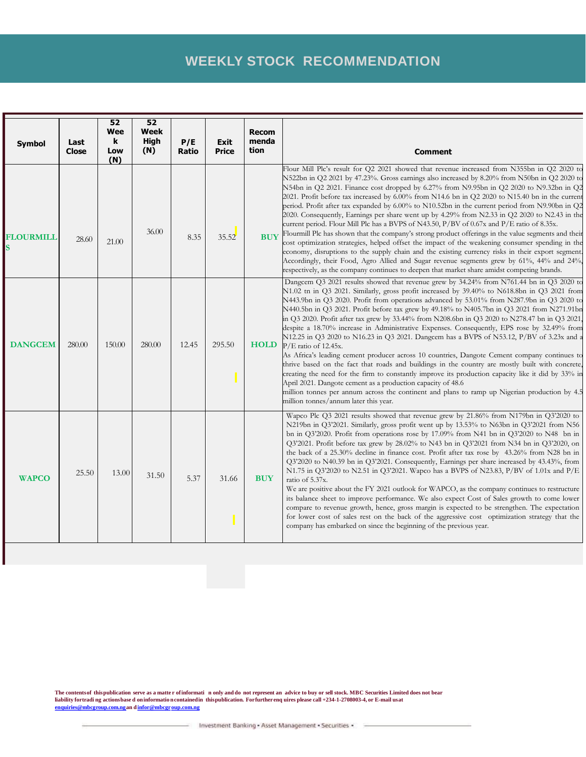# WEEKLY STOCK RECOMMENDATION

| Symbol | Last Close | 52 Week Low (N) | 52 Week High (N) | P/E Ratio | Exit Price | Recommendation | Comment |
|---|---|---|---|---|---|---|---|
| FLOURMILLS | 28.60 | 21.00 | 36.00 | 8.35 | 35.52 | BUY | Flour Mill Plc's result for Q2 2021 showed that revenue increased from N355bn in Q2 2020 to N522bn in Q2 2021 by 47.23%. Gross earnings also increased by 8.20% from N50bn in Q2 2020 to N54bn in Q2 2021. Finance cost dropped by 6.27% from N9.95bn in Q2 2020 to N9.32bn in Q2 2021. Profit before tax increased by 6.00% from N14.6 bn in Q2 2020 to N15.40 bn in the current period. Profit after tax expanded by 6.00% to N10.52bn in the current period from N9.90bn in Q2 2020. Consequently, Earnings per share went up by 4.29% from N2.33 in Q2 2020 to N2.43 in the current period. Flour Mill Plc has a BVPS of N43.50, P/BV of 0.67x and P/E ratio of 8.35x. Flourmill Plc has shown that the company's strong product offerings in the value segments and their cost optimization strategies, helped offset the impact of the weakening consumer spending in the economy, disruptions to the supply chain and the existing currency risks in their export segment. Accordingly, their Food, Agro Allied and Sugar revenue segments grew by 61%, 44% and 24%, respectively, as the company continues to deepen that market share amidst competing brands. |
| DANGCEM | 280.00 | 150.00 | 280.00 | 12.45 | 295.50 | HOLD | Dangcem Q3 2021 results showed that revenue grew by 34.24% from N761.44 bn in Q3 2020 to N1.02 tn in Q3 2021. Similarly, gross profit increased by 39.40% to N618.8bn in Q3 2021 from N443.9bn in Q3 2020. Profit from operations advanced by 53.01% from N287.9bn in Q3 2020 to N440.5bn in Q3 2021. Profit before tax grew by 49.18% to N405.7bn in Q3 2021 from N271.91bn in Q3 2020. Profit after tax grew by 33.44% from N208.6bn in Q3 2020 to N278.47 bn in Q3 2021, despite a 18.70% increase in Administrative Expenses. Consequently, EPS rose by 32.49% from N12.25 in Q3 2020 to N16.23 in Q3 2021. Dangcem has a BVPS of N53.12, P/BV of 3.23x and a P/E ratio of 12.45x. As Africa's leading cement producer across 10 countries, Dangote Cement company continues to thrive based on the fact that roads and buildings in the country are mostly built with concrete, creating the need for the firm to constantly improve its production capacity like it did by 33% in April 2021. Dangote cement as a production capacity of 48.6 million tonnes per annum across the continent and plans to ramp up Nigerian production by 4.5 million tonnes/annum later this year. |
| WAPCO | 25.50 | 13.00 | 31.50 | 5.37 | 31.66 | BUY | Wapco Plc Q3 2021 results showed that revenue grew by 21.86% from N179bn in Q3'2020 to N219bn in Q3'2021. Similarly, gross profit went up by 13.53% to N63bn in Q3'2021 from N56 bn in Q3'2020. Profit from operations rose by 17.09% from N41 bn in Q3'2020 to N48 bn in Q3'2021. Profit before tax grew by 28.02% to N43 bn in Q3'2021 from N34 bn in Q3'2020, on the back of a 25.30% decline in finance cost. Profit after tax rose by 43.26% from N28 bn in Q3'2020 to N40.39 bn in Q3'2021. Consequently, Earnings per share increased by 43.43%, from N1.75 in Q3'2020 to N2.51 in Q3'2021. Wapco has a BVPS of N23.83, P/BV of 1.01x and P/E ratio of 5.37x. We are positive about the FY 2021 outlook for WAPCO, as the company continues to restructure its balance sheet to improve performance. We also expect Cost of Sales growth to come lower compare to revenue growth, hence, gross margin is expected to be strengthen. The expectation for lower cost of sales rest on the back of the aggressive cost optimization strategy that the company has embarked on since the beginning of the previous year. |

**The contents of this publication serve as a matter of information only and do not represent an advice to buy or sell stock. MBC Securities Limited does not bear liability for trading actions based on information contained in this publication. For further enquiries please call +234-1-2708003-4, or E-mail us at enquiries@mbcgroup.com.ng and infor@mbcgroup.com.ng**

Investment Banking • Asset Management • Securities •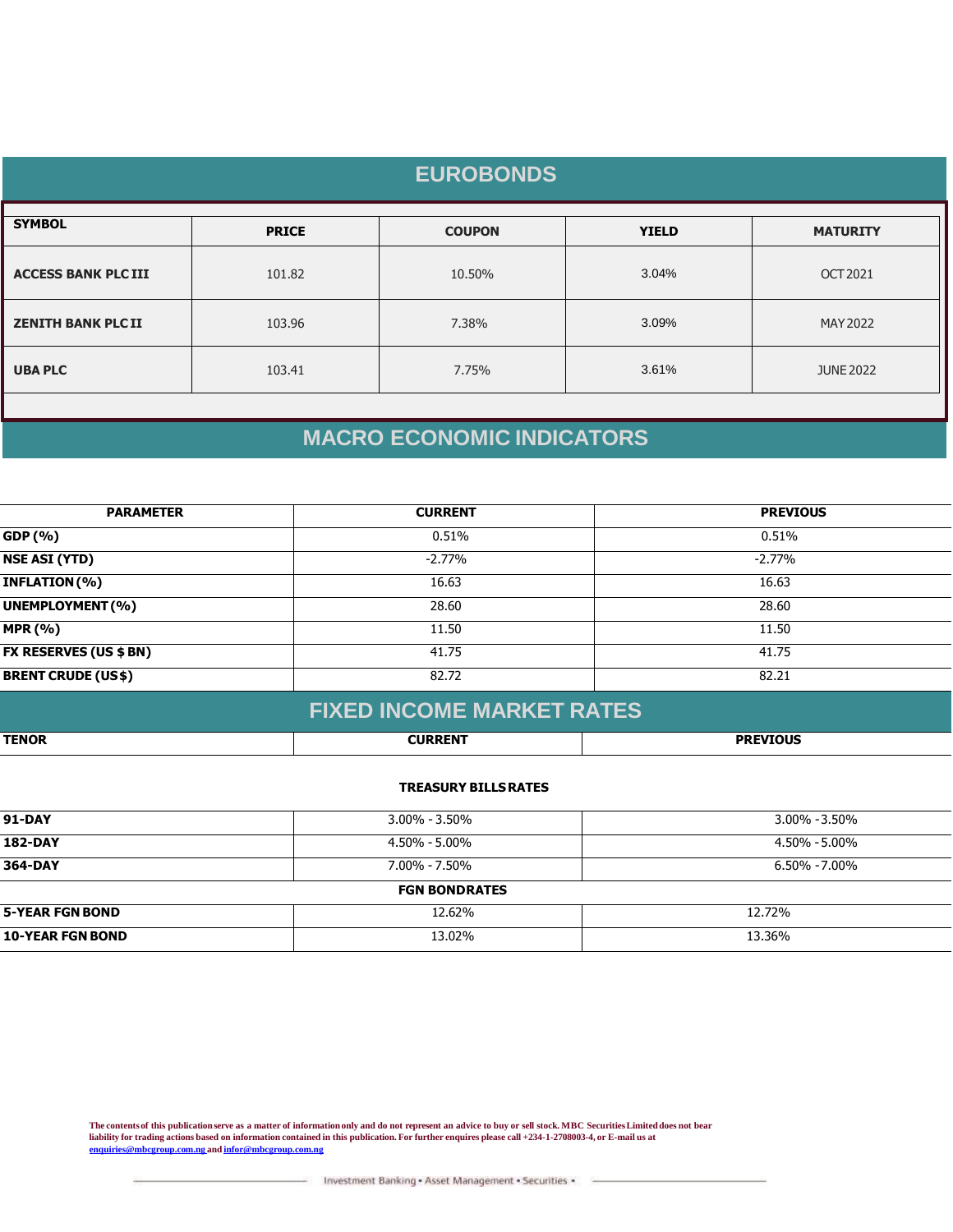## EUROBONDS

| SYMBOL | PRICE | COUPON | YIELD | MATURITY |
|---|---|---|---|---|
| ACCESS BANK PLC III | 101.82 | 10.50% | 3.04% | OCT 2021 |
| ZENITH BANK PLC II | 103.96 | 7.38% | 3.09% | MAY 2022 |
| UBA PLC | 103.41 | 7.75% | 3.61% | JUNE 2022 |

## MACRO ECONOMIC INDICATORS

| PARAMETER | CURRENT | PREVIOUS |
|---|---|---|
| GDP (%) | 0.51% | 0.51% |
| NSE ASI (YTD) | -2.77% | -2.77% |
| INFLATION (%) | 16.63 | 16.63 |
| UNEMPLOYMENT (%) | 28.60 | 28.60 |
| MPR (%) | 11.50 | 11.50 |
| FX RESERVES (US $ BN) | 41.75 | 41.75 |
| BRENT CRUDE (US$) | 82.72 | 82.21 |

## FIXED INCOME MARKET RATES

| TENOR | CURRENT | PREVIOUS |
|---|---|---|
| **TREASURY BILLS RATES** | | |
| 91-DAY | 3.00% - 3.50% | 3.00% -3.50% |
| 182-DAY | 4.50% - 5.00% | 4.50% - 5.00% |
| 364-DAY | 7.00% - 7.50% | 6.50% -7.00% |
| **FGN BONDRATES** | | |
| 5-YEAR FGN BOND | 12.62% | 12.72% |
| 10-YEAR FGN BOND | 13.02% | 13.36% |

The contents of this publication serve as a matter of information only and do not represent an advice to buy or sell stock. MBC Securities Limited does not bear liability for trading actions based on information contained in this publication. For further enquires please call +234-1-2708003-4, or E-mail us at enquiries@mbcgroup.com.ng and infor@mbcgroup.com.ng

Investment Banking • Asset Management • Securities •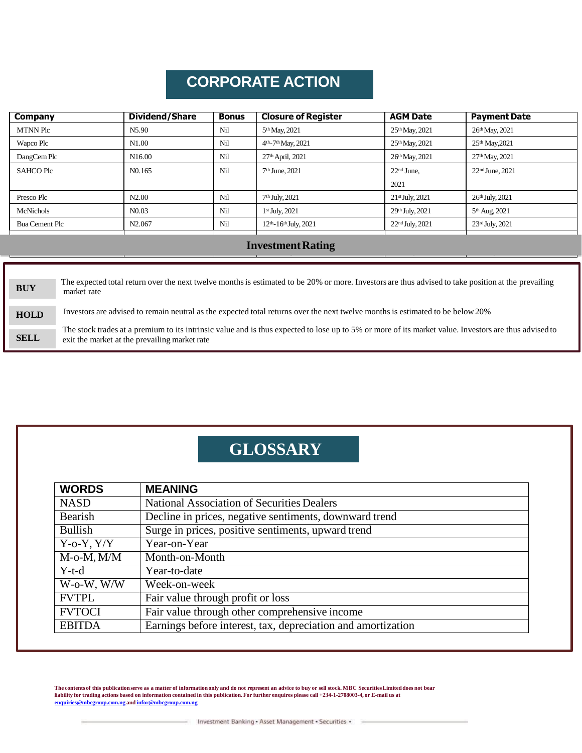# CORPORATE ACTION

| Company | Dividend/Share | Bonus | Closure of Register | AGM Date | Payment Date |
|---|---|---|---|---|---|
| MTNN Plc | N5.90 | Nil | 5th May, 2021 | 25th May, 2021 | 26th May, 2021 |
| Wapco Plc | N1.00 | Nil | 4th-7th May, 2021 | 25th May, 2021 | 25th May,2021 |
| DangCem Plc | N16.00 | Nil | 27th April, 2021 | 26th May, 2021 | 27th May, 2021 |
| SAHCO Plc | N0.165 | Nil | 7th June, 2021 | 22nd June, 2021 | 22nd June, 2021 |
| Presco Plc | N2.00 | Nil | 7th July, 2021 | 21st July, 2021 | 26th July, 2021 |
| McNichols | N0.03 | Nil | 1st July, 2021 | 29th July, 2021 | 5th Aug, 2021 |
| Bua Cement Plc | N2.067 | Nil | 12th-16th July, 2021 | 22nd July, 2021 | 23rd July, 2021 |

## Investment Rating

| | |
|---|---|
| **BUY** | The expected total return over the next twelve months is estimated to be 20% or more. Investors are thus advised to take position at the prevailing market rate |
| **HOLD** | Investors are advised to remain neutral as the expected total returns over the next twelve months is estimated to be below 20% |
| **SELL** | The stock trades at a premium to its intrinsic value and is thus expected to lose up to 5% or more of its market value. Investors are thus advised to exit the market at the prevailing market rate |

# GLOSSARY

| WORDS | MEANING |
|---|---|
| NASD | National Association of Securities Dealers |
| Bearish | Decline in prices, negative sentiments, downward trend |
| Bullish | Surge in prices, positive sentiments, upward trend |
| Y-o-Y, Y/Y | Year-on-Year |
| M-o-M, M/M | Month-on-Month |
| Y-t-d | Year-to-date |
| W-o-W, W/W | Week-on-week |
| FVTPL | Fair value through profit or loss |
| FVTOCI | Fair value through other comprehensive income |
| EBITDA | Earnings before interest, tax, depreciation and amortization |

**The contents of this publication serve as a matter of information only and do not represent an advice to buy or sell stock. MBC Securities Limited does not bear liability for trading actions based on information contained in this publication. For further enquires please call +234-1-2708003-4, or E-mail us at enquiries@mbcgroup.com.ng and infor@mbcgroup.com.ng**

Investment Banking • Asset Management • Securities •